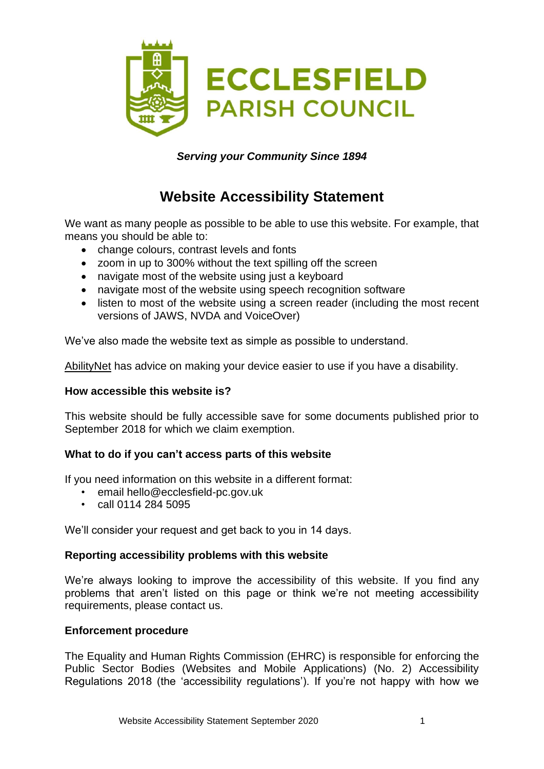**ECCLESFIELD PARISH COUNCIL**

***Serving your Community Since 1894***

# Website Accessibility Statement

We want as many people as possible to be able to use this website. For example, that means you should be able to:

- change colours, contrast levels and fonts
- zoom in up to 300% without the text spilling off the screen
- navigate most of the website using just a keyboard
- navigate most of the website using speech recognition software
- listen to most of the website using a screen reader (including the most recent versions of JAWS, NVDA and VoiceOver)

We've also made the website text as simple as possible to understand.

AbilityNet has advice on making your device easier to use if you have a disability.

**How accessible this website is?**

This website should be fully accessible save for some documents published prior to September 2018 for which we claim exemption.

**What to do if you can't access parts of this website**

If you need information on this website in a different format:

- email hello@ecclesfield-pc.gov.uk
- call 0114 284 5095

We'll consider your request and get back to you in 14 days.

**Reporting accessibility problems with this website**

We're always looking to improve the accessibility of this website. If you find any problems that aren't listed on this page or think we're not meeting accessibility requirements, please contact us.

**Enforcement procedure**

The Equality and Human Rights Commission (EHRC) is responsible for enforcing the Public Sector Bodies (Websites and Mobile Applications) (No. 2) Accessibility Regulations 2018 (the 'accessibility regulations'). If you're not happy with how we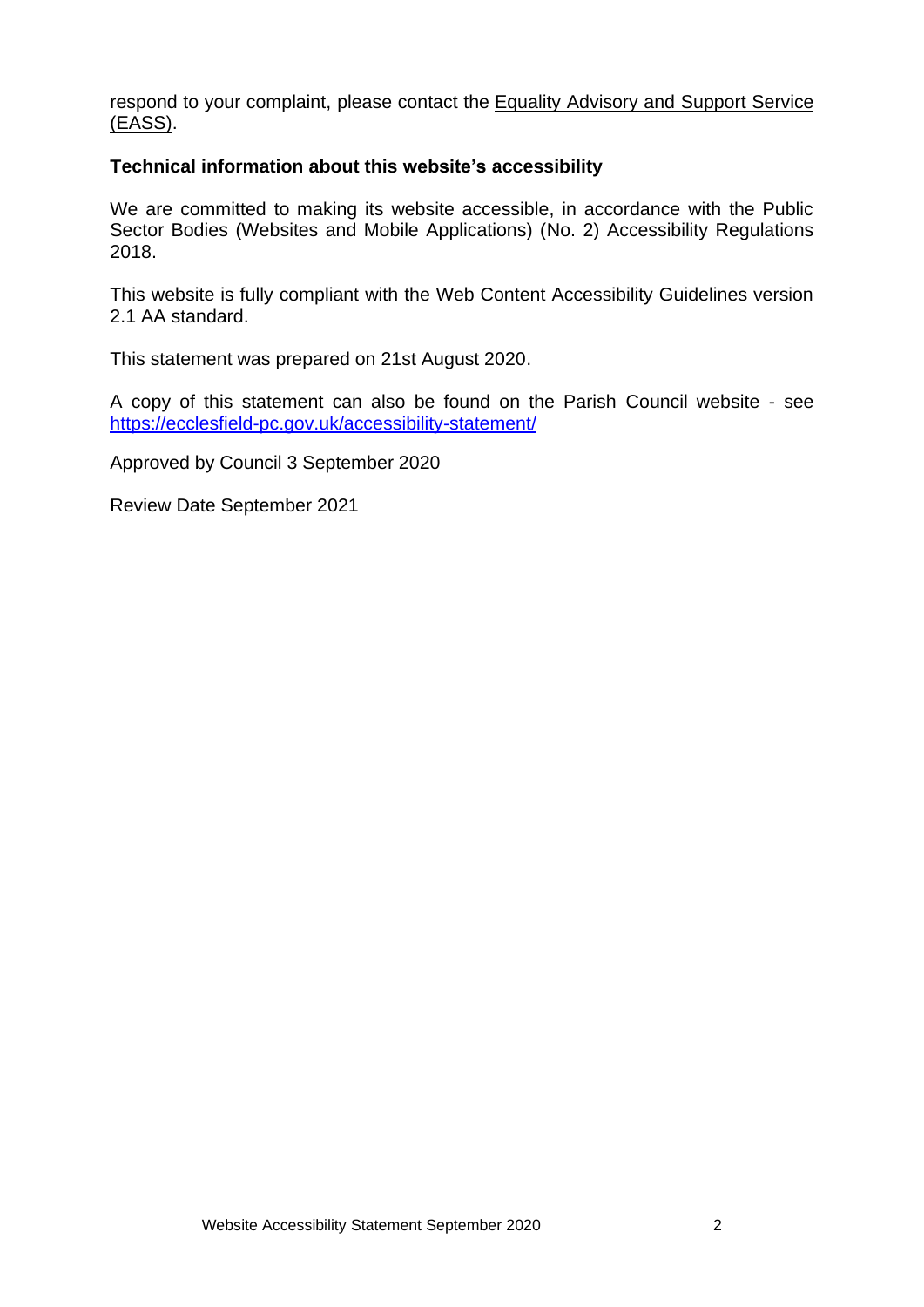respond to your complaint, please contact the [Equality Advisory and Support Service (EASS)](https://www.equalityadvisoryservice.com/).

**Technical information about this website's accessibility**

We are committed to making its website accessible, in accordance with the Public Sector Bodies (Websites and Mobile Applications) (No. 2) Accessibility Regulations 2018.

This website is fully compliant with the Web Content Accessibility Guidelines version 2.1 AA standard.

This statement was prepared on 21st August 2020.

A copy of this statement can also be found on the Parish Council website - see https://ecclesfield-pc.gov.uk/accessibility-statement/

Approved by Council 3 September 2020

Review Date September 2021